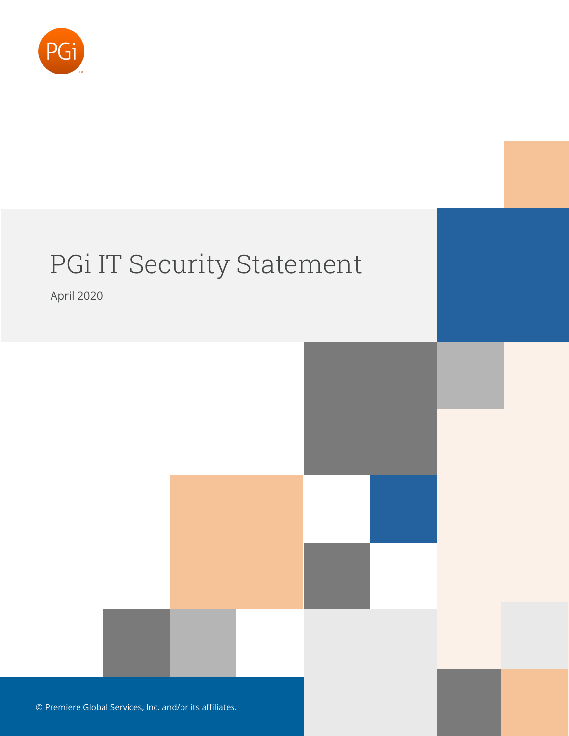PGi

# PGi IT Security Statement

April 2020

© Premiere Global Services, Inc. and/or its affiliates.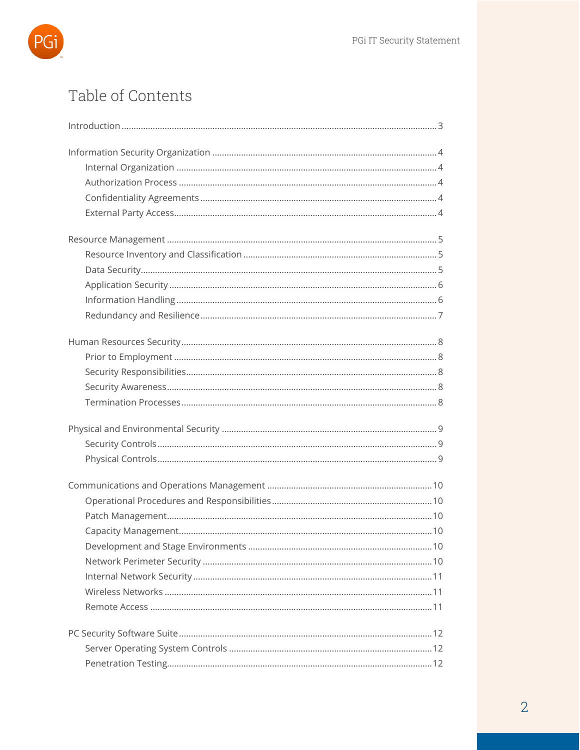# Table of Contents

Introduction .......... 3

Information Security Organization .......... 4
- Internal Organization .......... 4
- Authorization Process .......... 4
- Confidentiality Agreements .......... 4
- External Party Access .......... 4

Resource Management .......... 5
- Resource Inventory and Classification .......... 5
- Data Security .......... 5
- Application Security .......... 6
- Information Handling .......... 6
- Redundancy and Resilience .......... 7

Human Resources Security .......... 8
- Prior to Employment .......... 8
- Security Responsibilities .......... 8
- Security Awareness .......... 8
- Termination Processes .......... 8

Physical and Environmental Security .......... 9
- Security Controls .......... 9
- Physical Controls .......... 9

Communications and Operations Management .......... 10
- Operational Procedures and Responsibilities .......... 10
- Patch Management .......... 10
- Capacity Management .......... 10
- Development and Stage Environments .......... 10
- Network Perimeter Security .......... 10
- Internal Network Security .......... 11
- Wireless Networks .......... 11
- Remote Access .......... 11

PC Security Software Suite .......... 12
- Server Operating System Controls .......... 12
- Penetration Testing .......... 12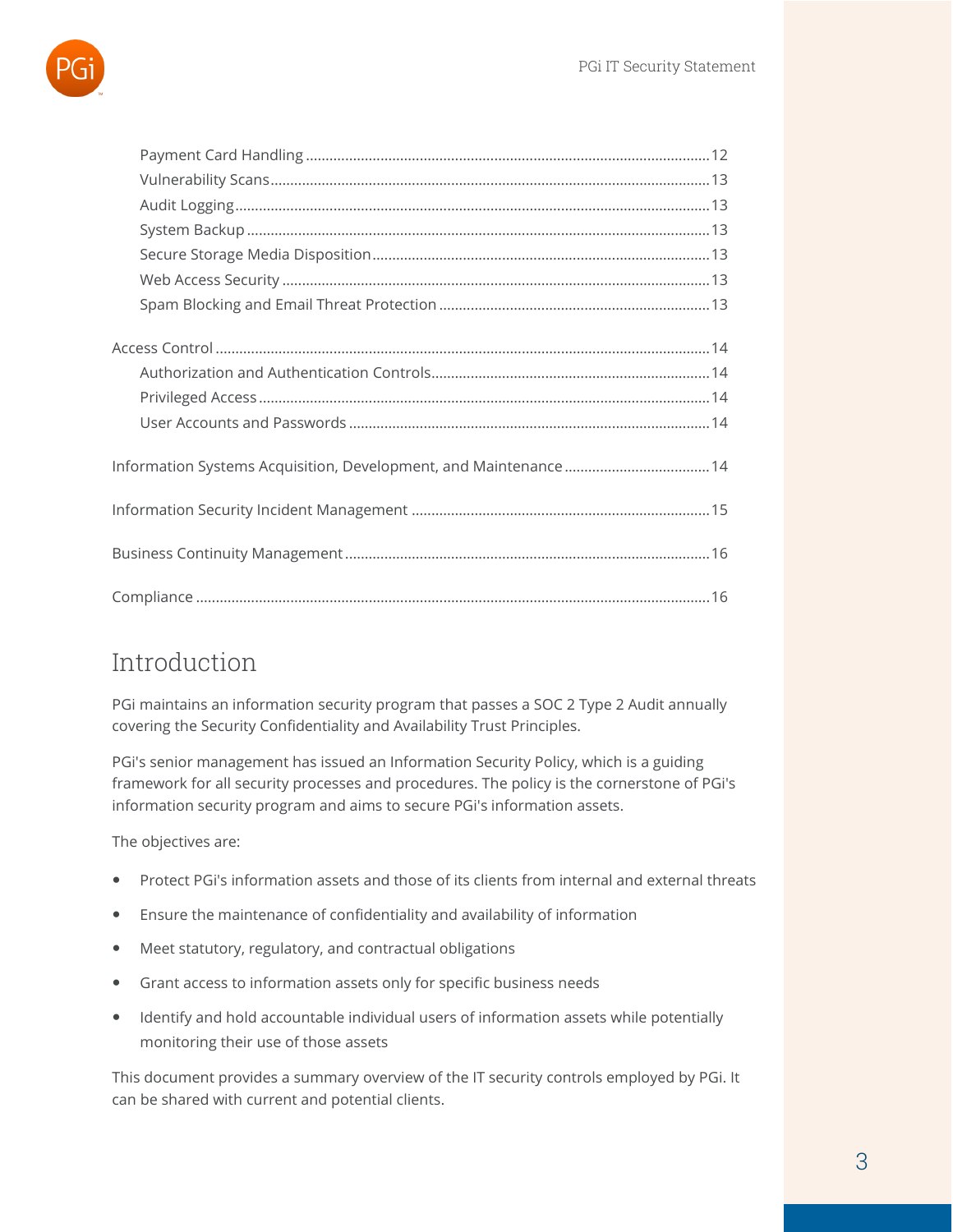- Payment Card Handling ........ 12
- Vulnerability Scans ........ 13
- Audit Logging ........ 13
- System Backup ........ 13
- Secure Storage Media Disposition ........ 13
- Web Access Security ........ 13
- Spam Blocking and Email Threat Protection ........ 13

Access Control ........ 14

- Authorization and Authentication Controls ........ 14
- Privileged Access ........ 14
- User Accounts and Passwords ........ 14

Information Systems Acquisition, Development, and Maintenance ........ 14

Information Security Incident Management ........ 15

Business Continuity Management ........ 16

Compliance ........ 16

# Introduction

PGi maintains an information security program that passes a SOC 2 Type 2 Audit annually covering the Security Confidentiality and Availability Trust Principles.

PGi's senior management has issued an Information Security Policy, which is a guiding framework for all security processes and procedures. The policy is the cornerstone of PGi's information security program and aims to secure PGi's information assets.

The objectives are:

- Protect PGi's information assets and those of its clients from internal and external threats
- Ensure the maintenance of confidentiality and availability of information
- Meet statutory, regulatory, and contractual obligations
- Grant access to information assets only for specific business needs
- Identify and hold accountable individual users of information assets while potentially monitoring their use of those assets

This document provides a summary overview of the IT security controls employed by PGi. It can be shared with current and potential clients.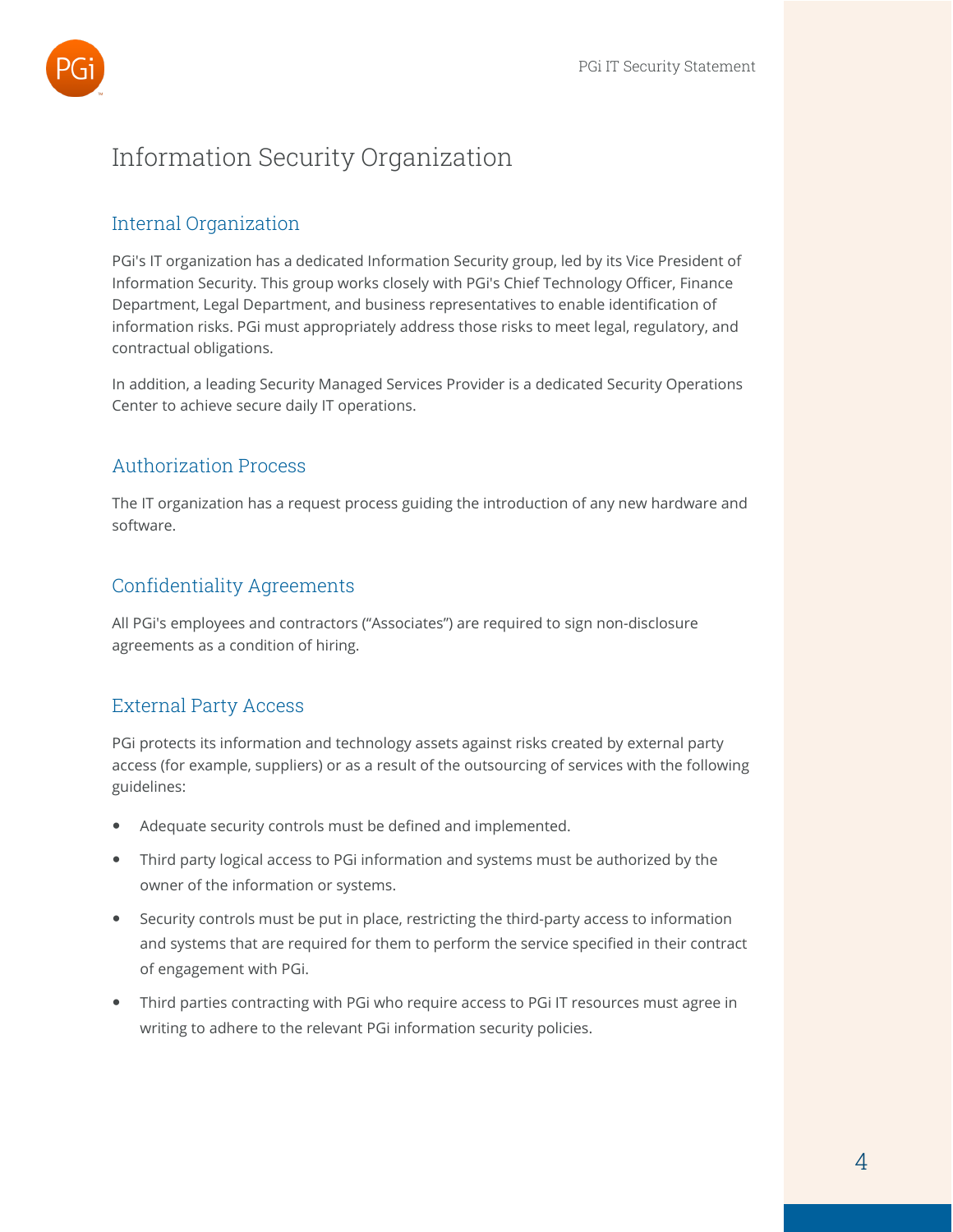# Information Security Organization

## Internal Organization

PGi's IT organization has a dedicated Information Security group, led by its Vice President of Information Security. This group works closely with PGi's Chief Technology Officer, Finance Department, Legal Department, and business representatives to enable identification of information risks. PGi must appropriately address those risks to meet legal, regulatory, and contractual obligations.

In addition, a leading Security Managed Services Provider is a dedicated Security Operations Center to achieve secure daily IT operations.

## Authorization Process

The IT organization has a request process guiding the introduction of any new hardware and software.

## Confidentiality Agreements

All PGi's employees and contractors ("Associates") are required to sign non-disclosure agreements as a condition of hiring.

## External Party Access

PGi protects its information and technology assets against risks created by external party access (for example, suppliers) or as a result of the outsourcing of services with the following guidelines:

- Adequate security controls must be defined and implemented.
- Third party logical access to PGi information and systems must be authorized by the owner of the information or systems.
- Security controls must be put in place, restricting the third-party access to information and systems that are required for them to perform the service specified in their contract of engagement with PGi.
- Third parties contracting with PGi who require access to PGi IT resources must agree in writing to adhere to the relevant PGi information security policies.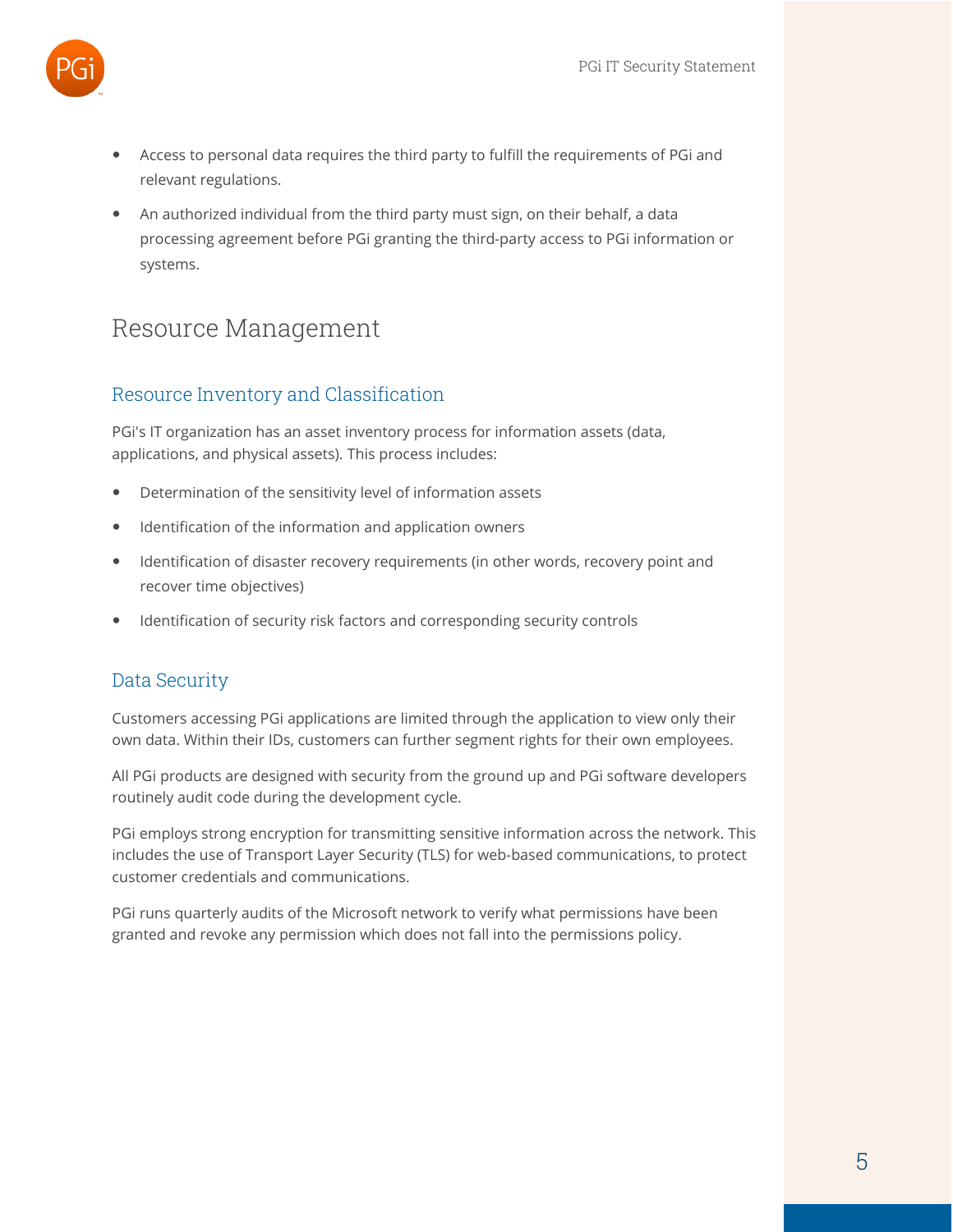- Access to personal data requires the third party to fulfill the requirements of PGi and relevant regulations.
- An authorized individual from the third party must sign, on their behalf, a data processing agreement before PGi granting the third-party access to PGi information or systems.

# Resource Management

## Resource Inventory and Classification

PGi's IT organization has an asset inventory process for information assets (data, applications, and physical assets). This process includes:

- Determination of the sensitivity level of information assets
- Identification of the information and application owners
- Identification of disaster recovery requirements (in other words, recovery point and recover time objectives)
- Identification of security risk factors and corresponding security controls

## Data Security

Customers accessing PGi applications are limited through the application to view only their own data. Within their IDs, customers can further segment rights for their own employees.

All PGi products are designed with security from the ground up and PGi software developers routinely audit code during the development cycle.

PGi employs strong encryption for transmitting sensitive information across the network. This includes the use of Transport Layer Security (TLS) for web-based communications, to protect customer credentials and communications.

PGi runs quarterly audits of the Microsoft network to verify what permissions have been granted and revoke any permission which does not fall into the permissions policy.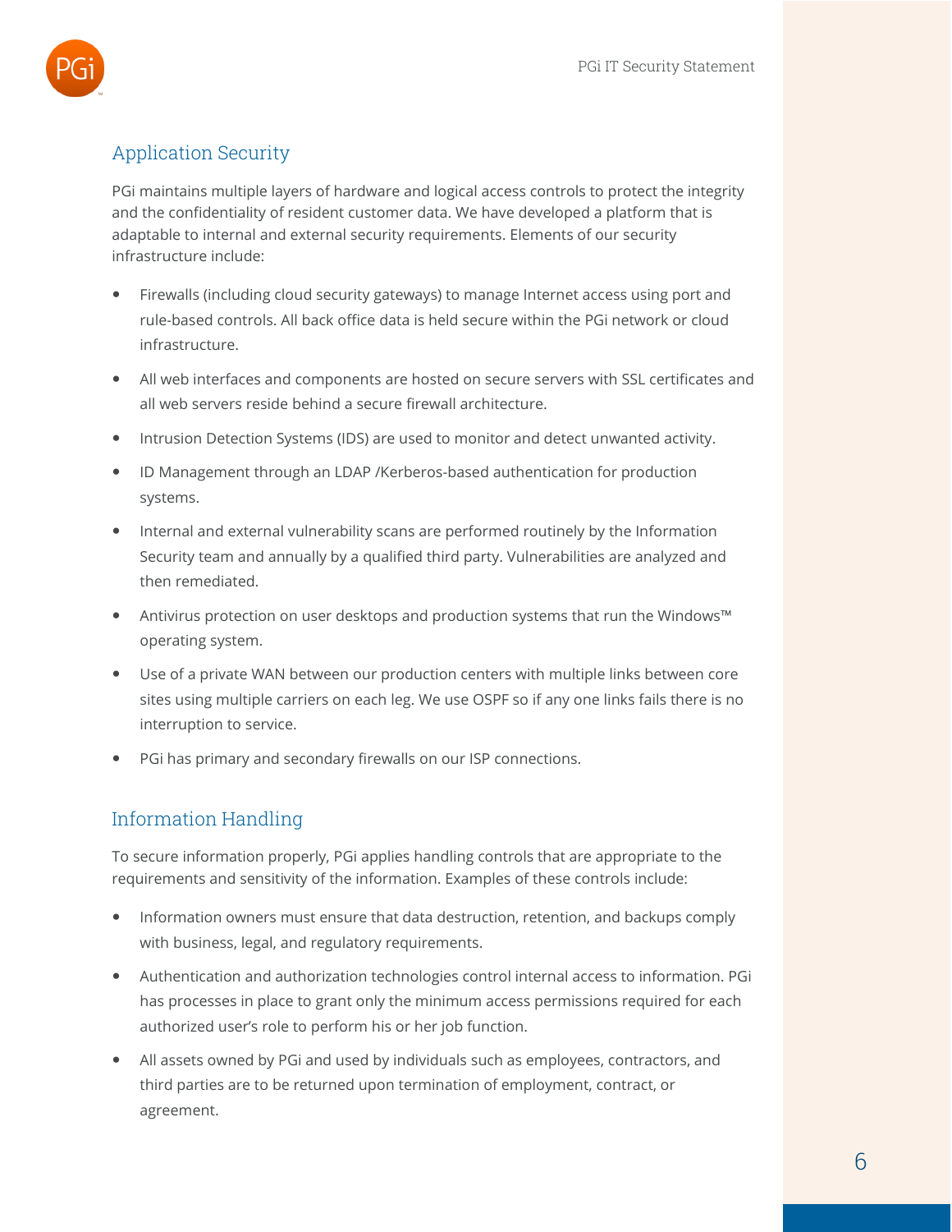## Application Security

PGi maintains multiple layers of hardware and logical access controls to protect the integrity and the confidentiality of resident customer data. We have developed a platform that is adaptable to internal and external security requirements. Elements of our security infrastructure include:

- Firewalls (including cloud security gateways) to manage Internet access using port and rule-based controls. All back office data is held secure within the PGi network or cloud infrastructure.
- All web interfaces and components are hosted on secure servers with SSL certificates and all web servers reside behind a secure firewall architecture.
- Intrusion Detection Systems (IDS) are used to monitor and detect unwanted activity.
- ID Management through an LDAP /Kerberos-based authentication for production systems.
- Internal and external vulnerability scans are performed routinely by the Information Security team and annually by a qualified third party. Vulnerabilities are analyzed and then remediated.
- Antivirus protection on user desktops and production systems that run the Windows™ operating system.
- Use of a private WAN between our production centers with multiple links between core sites using multiple carriers on each leg. We use OSPF so if any one links fails there is no interruption to service.
- PGi has primary and secondary firewalls on our ISP connections.

## Information Handling

To secure information properly, PGi applies handling controls that are appropriate to the requirements and sensitivity of the information. Examples of these controls include:

- Information owners must ensure that data destruction, retention, and backups comply with business, legal, and regulatory requirements.
- Authentication and authorization technologies control internal access to information. PGi has processes in place to grant only the minimum access permissions required for each authorized user's role to perform his or her job function.
- All assets owned by PGi and used by individuals such as employees, contractors, and third parties are to be returned upon termination of employment, contract, or agreement.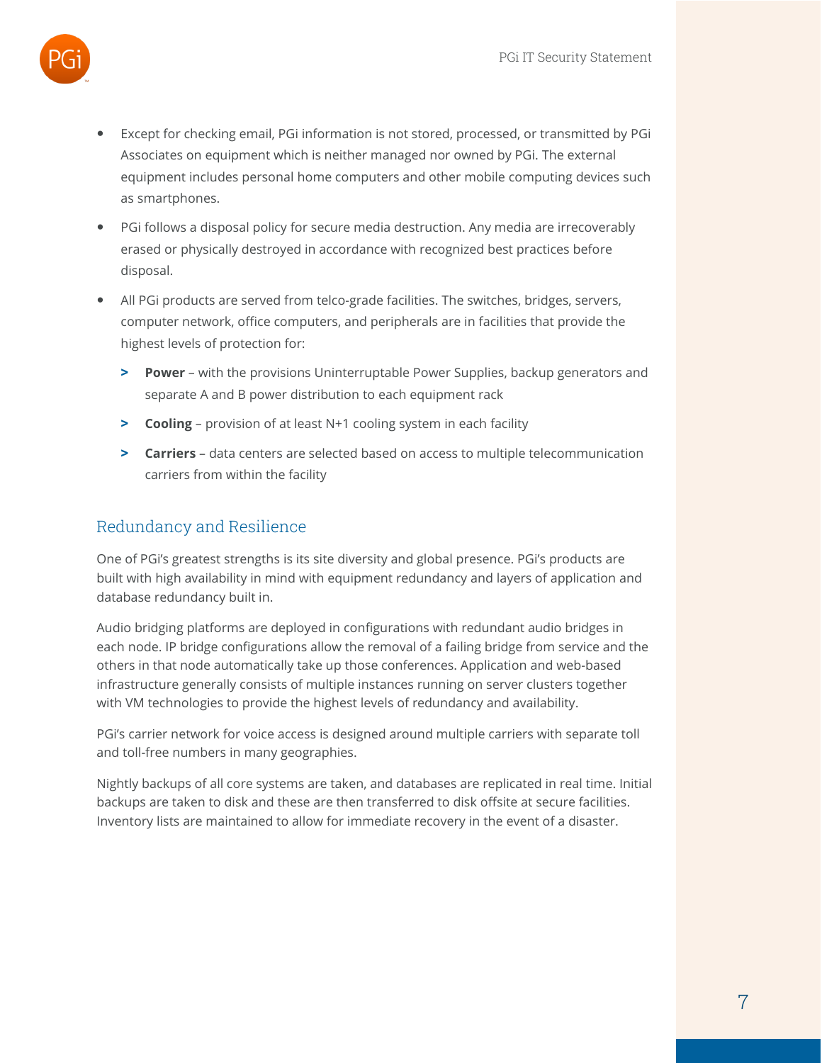- Except for checking email, PGi information is not stored, processed, or transmitted by PGi Associates on equipment which is neither managed nor owned by PGi. The external equipment includes personal home computers and other mobile computing devices such as smartphones.
- PGi follows a disposal policy for secure media destruction. Any media are irrecoverably erased or physically destroyed in accordance with recognized best practices before disposal.
- All PGi products are served from telco-grade facilities. The switches, bridges, servers, computer network, office computers, and peripherals are in facilities that provide the highest levels of protection for:
  - **Power** – with the provisions Uninterruptable Power Supplies, backup generators and separate A and B power distribution to each equipment rack
  - **Cooling** – provision of at least N+1 cooling system in each facility
  - **Carriers** – data centers are selected based on access to multiple telecommunication carriers from within the facility

## Redundancy and Resilience

One of PGi's greatest strengths is its site diversity and global presence. PGi's products are built with high availability in mind with equipment redundancy and layers of application and database redundancy built in.

Audio bridging platforms are deployed in configurations with redundant audio bridges in each node. IP bridge configurations allow the removal of a failing bridge from service and the others in that node automatically take up those conferences. Application and web-based infrastructure generally consists of multiple instances running on server clusters together with VM technologies to provide the highest levels of redundancy and availability.

PGi's carrier network for voice access is designed around multiple carriers with separate toll and toll-free numbers in many geographies.

Nightly backups of all core systems are taken, and databases are replicated in real time. Initial backups are taken to disk and these are then transferred to disk offsite at secure facilities. Inventory lists are maintained to allow for immediate recovery in the event of a disaster.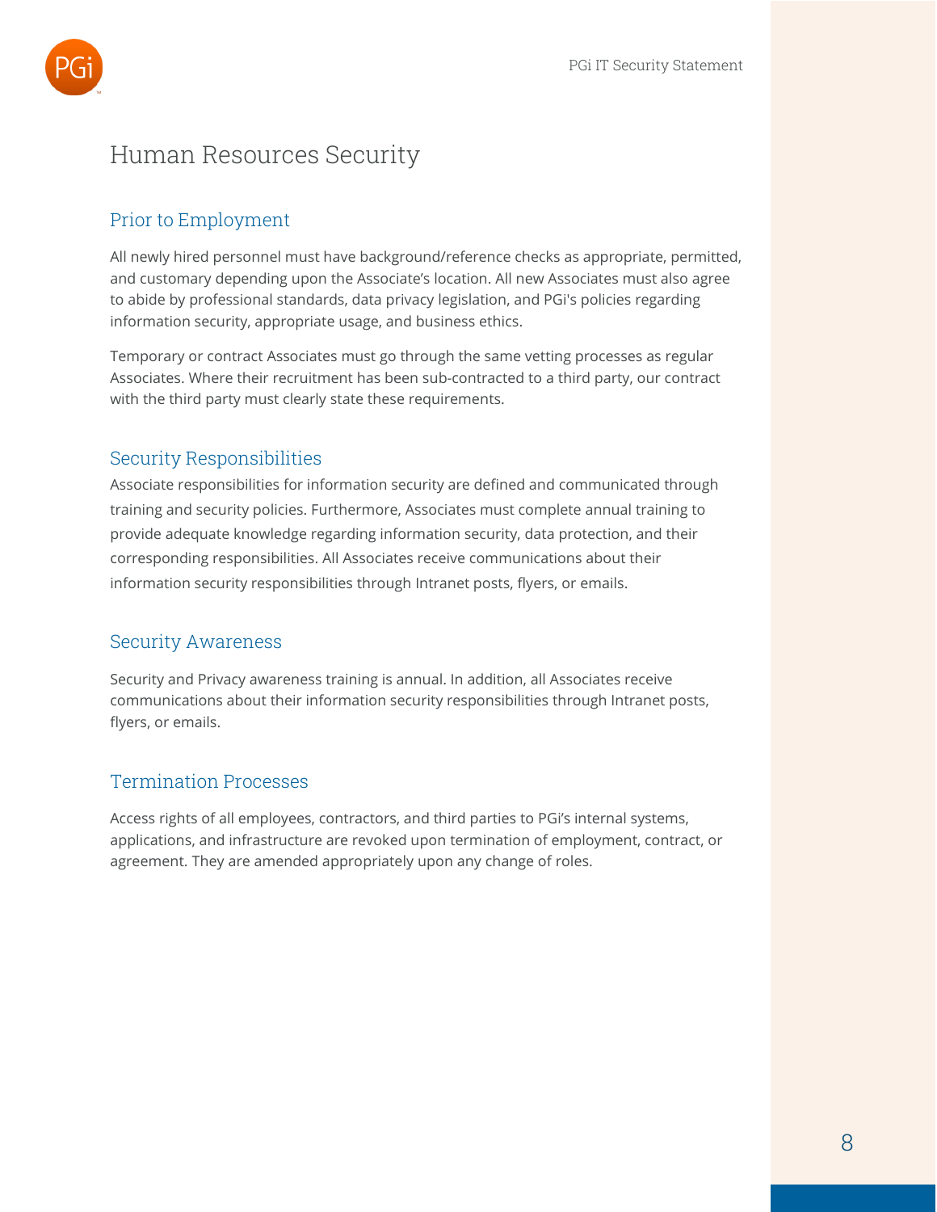# Human Resources Security

## Prior to Employment

All newly hired personnel must have background/reference checks as appropriate, permitted, and customary depending upon the Associate's location. All new Associates must also agree to abide by professional standards, data privacy legislation, and PGi's policies regarding information security, appropriate usage, and business ethics.

Temporary or contract Associates must go through the same vetting processes as regular Associates. Where their recruitment has been sub-contracted to a third party, our contract with the third party must clearly state these requirements.

## Security Responsibilities

Associate responsibilities for information security are defined and communicated through training and security policies. Furthermore, Associates must complete annual training to provide adequate knowledge regarding information security, data protection, and their corresponding responsibilities. All Associates receive communications about their information security responsibilities through Intranet posts, flyers, or emails.

## Security Awareness

Security and Privacy awareness training is annual. In addition, all Associates receive communications about their information security responsibilities through Intranet posts, flyers, or emails.

## Termination Processes

Access rights of all employees, contractors, and third parties to PGi's internal systems, applications, and infrastructure are revoked upon termination of employment, contract, or agreement. They are amended appropriately upon any change of roles.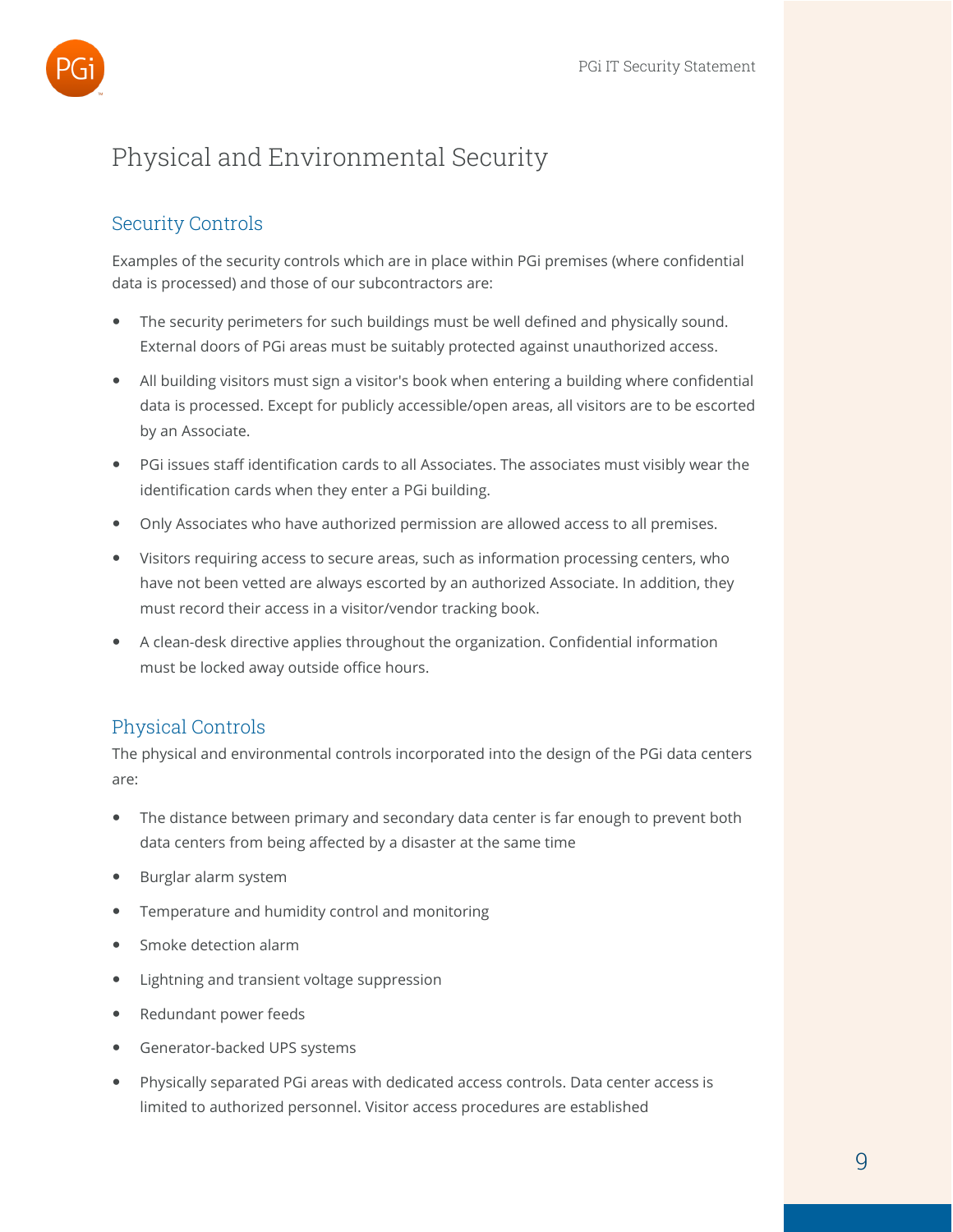# Physical and Environmental Security

## Security Controls

Examples of the security controls which are in place within PGi premises (where confidential data is processed) and those of our subcontractors are:

- The security perimeters for such buildings must be well defined and physically sound. External doors of PGi areas must be suitably protected against unauthorized access.
- All building visitors must sign a visitor's book when entering a building where confidential data is processed. Except for publicly accessible/open areas, all visitors are to be escorted by an Associate.
- PGi issues staff identification cards to all Associates. The associates must visibly wear the identification cards when they enter a PGi building.
- Only Associates who have authorized permission are allowed access to all premises.
- Visitors requiring access to secure areas, such as information processing centers, who have not been vetted are always escorted by an authorized Associate. In addition, they must record their access in a visitor/vendor tracking book.
- A clean-desk directive applies throughout the organization. Confidential information must be locked away outside office hours.

## Physical Controls

The physical and environmental controls incorporated into the design of the PGi data centers are:

- The distance between primary and secondary data center is far enough to prevent both data centers from being affected by a disaster at the same time
- Burglar alarm system
- Temperature and humidity control and monitoring
- Smoke detection alarm
- Lightning and transient voltage suppression
- Redundant power feeds
- Generator-backed UPS systems
- Physically separated PGi areas with dedicated access controls. Data center access is limited to authorized personnel. Visitor access procedures are established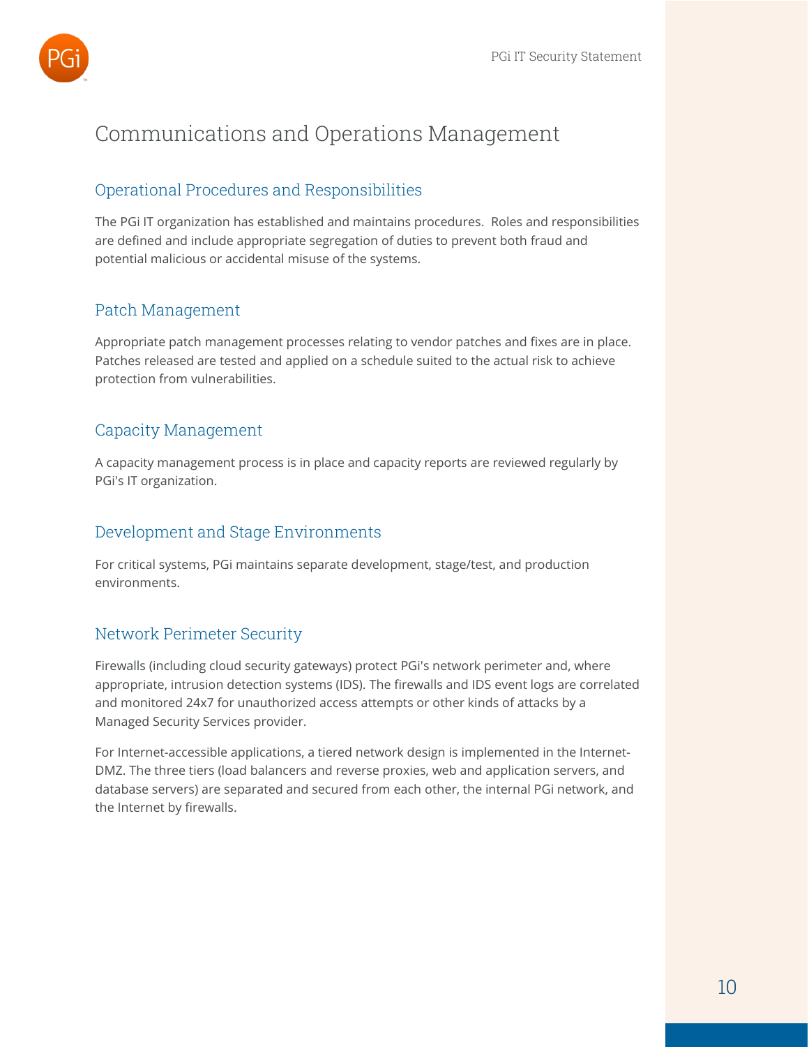# Communications and Operations Management

## Operational Procedures and Responsibilities

The PGi IT organization has established and maintains procedures. Roles and responsibilities are defined and include appropriate segregation of duties to prevent both fraud and potential malicious or accidental misuse of the systems.

## Patch Management

Appropriate patch management processes relating to vendor patches and fixes are in place. Patches released are tested and applied on a schedule suited to the actual risk to achieve protection from vulnerabilities.

## Capacity Management

A capacity management process is in place and capacity reports are reviewed regularly by PGi's IT organization.

## Development and Stage Environments

For critical systems, PGi maintains separate development, stage/test, and production environments.

## Network Perimeter Security

Firewalls (including cloud security gateways) protect PGi's network perimeter and, where appropriate, intrusion detection systems (IDS). The firewalls and IDS event logs are correlated and monitored 24x7 for unauthorized access attempts or other kinds of attacks by a Managed Security Services provider.

For Internet-accessible applications, a tiered network design is implemented in the Internet-DMZ. The three tiers (load balancers and reverse proxies, web and application servers, and database servers) are separated and secured from each other, the internal PGi network, and the Internet by firewalls.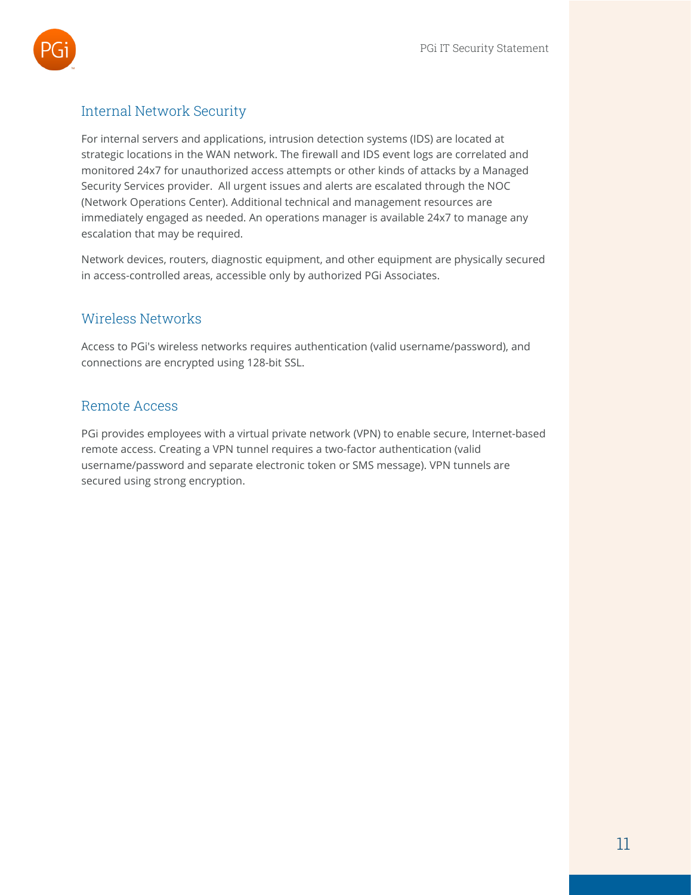## Internal Network Security

For internal servers and applications, intrusion detection systems (IDS) are located at strategic locations in the WAN network. The firewall and IDS event logs are correlated and monitored 24x7 for unauthorized access attempts or other kinds of attacks by a Managed Security Services provider. All urgent issues and alerts are escalated through the NOC (Network Operations Center). Additional technical and management resources are immediately engaged as needed. An operations manager is available 24x7 to manage any escalation that may be required.

Network devices, routers, diagnostic equipment, and other equipment are physically secured in access-controlled areas, accessible only by authorized PGi Associates.

## Wireless Networks

Access to PGi's wireless networks requires authentication (valid username/password), and connections are encrypted using 128-bit SSL.

## Remote Access

PGi provides employees with a virtual private network (VPN) to enable secure, Internet-based remote access. Creating a VPN tunnel requires a two-factor authentication (valid username/password and separate electronic token or SMS message). VPN tunnels are secured using strong encryption.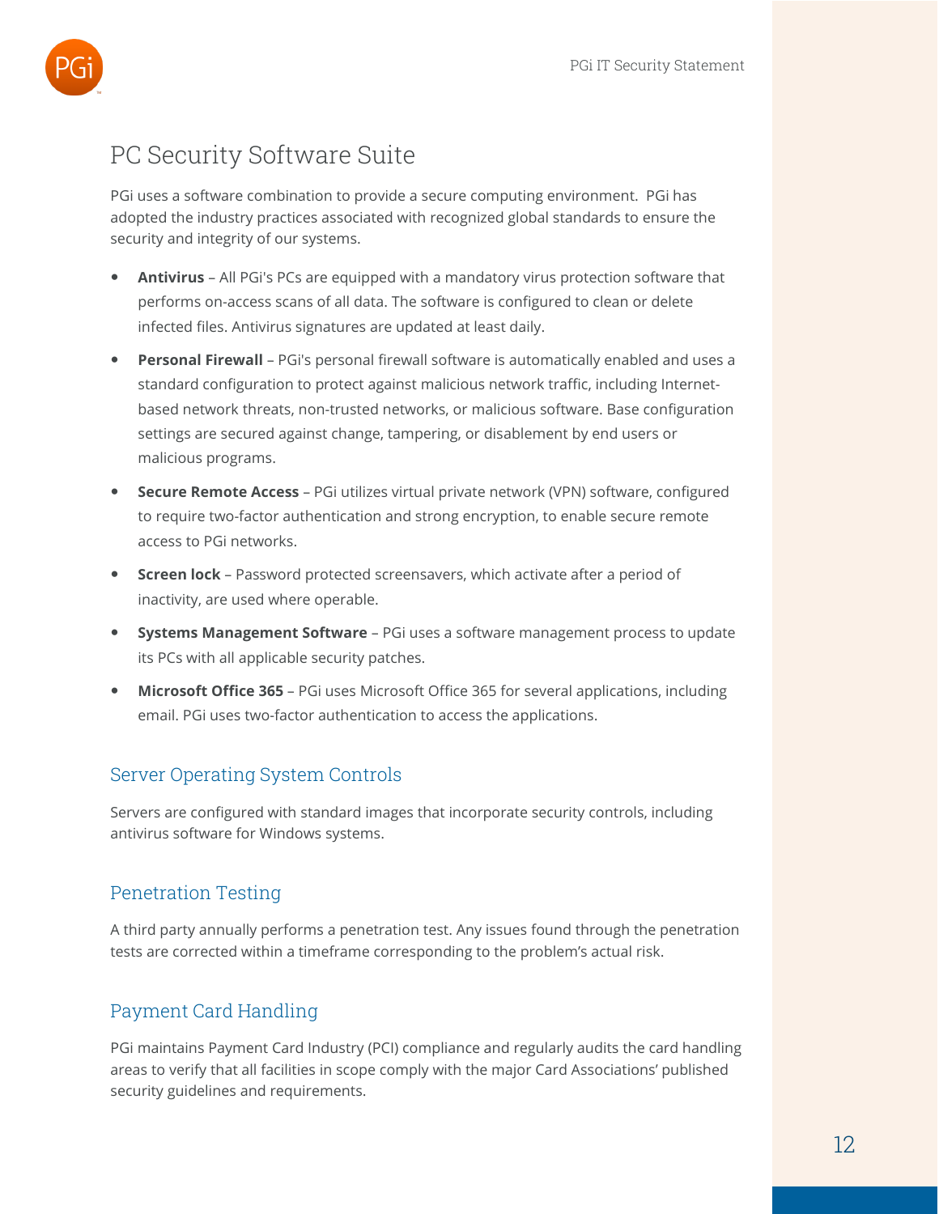## PC Security Software Suite

PGi uses a software combination to provide a secure computing environment. PGi has adopted the industry practices associated with recognized global standards to ensure the security and integrity of our systems.

- **Antivirus** – All PGi's PCs are equipped with a mandatory virus protection software that performs on-access scans of all data. The software is configured to clean or delete infected files. Antivirus signatures are updated at least daily.
- **Personal Firewall** – PGi's personal firewall software is automatically enabled and uses a standard configuration to protect against malicious network traffic, including Internet-based network threats, non-trusted networks, or malicious software. Base configuration settings are secured against change, tampering, or disablement by end users or malicious programs.
- **Secure Remote Access** – PGi utilizes virtual private network (VPN) software, configured to require two-factor authentication and strong encryption, to enable secure remote access to PGi networks.
- **Screen lock** – Password protected screensavers, which activate after a period of inactivity, are used where operable.
- **Systems Management Software** – PGi uses a software management process to update its PCs with all applicable security patches.
- **Microsoft Office 365** – PGi uses Microsoft Office 365 for several applications, including email. PGi uses two-factor authentication to access the applications.

### Server Operating System Controls

Servers are configured with standard images that incorporate security controls, including antivirus software for Windows systems.

### Penetration Testing

A third party annually performs a penetration test. Any issues found through the penetration tests are corrected within a timeframe corresponding to the problem's actual risk.

### Payment Card Handling

PGi maintains Payment Card Industry (PCI) compliance and regularly audits the card handling areas to verify that all facilities in scope comply with the major Card Associations' published security guidelines and requirements.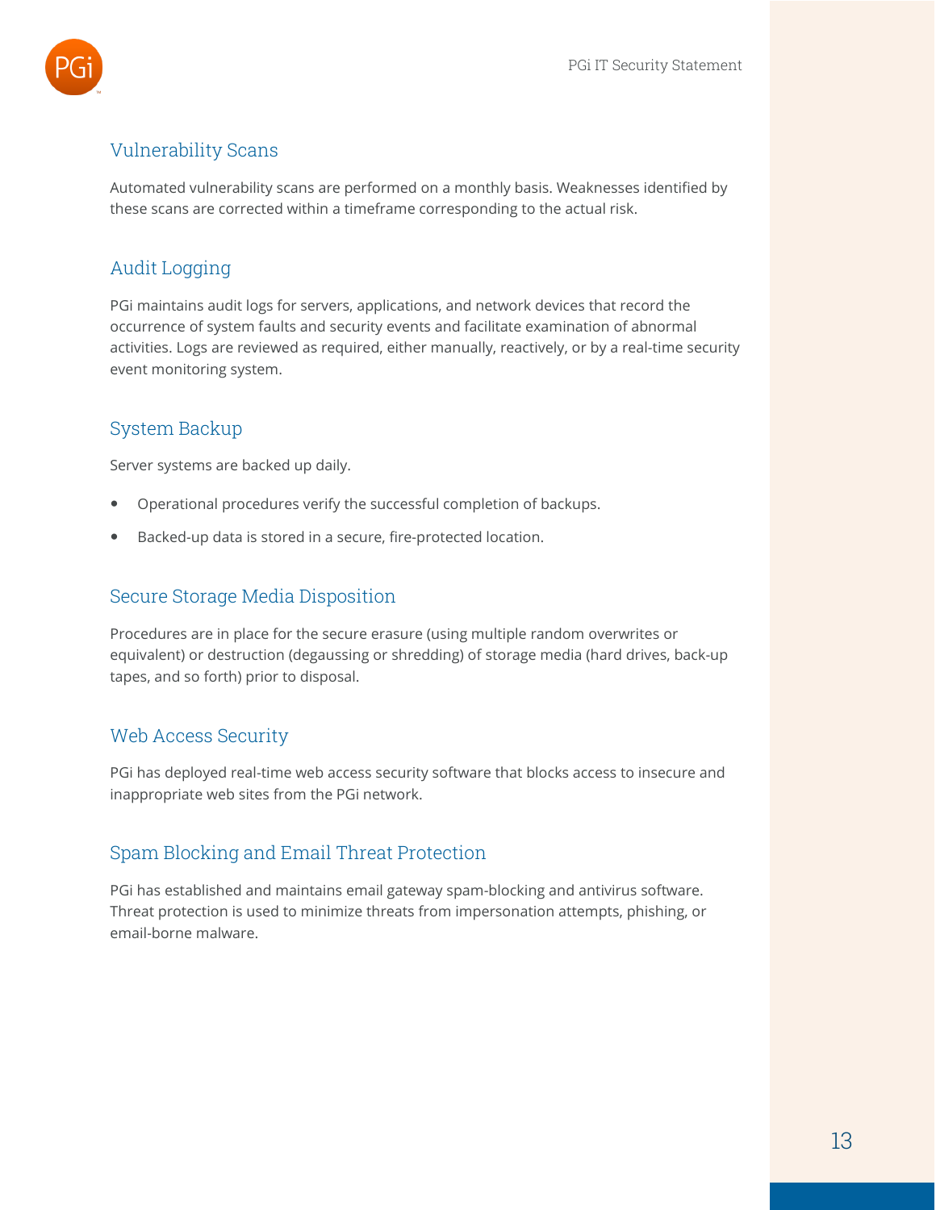## Vulnerability Scans

Automated vulnerability scans are performed on a monthly basis. Weaknesses identified by these scans are corrected within a timeframe corresponding to the actual risk.

## Audit Logging

PGi maintains audit logs for servers, applications, and network devices that record the occurrence of system faults and security events and facilitate examination of abnormal activities. Logs are reviewed as required, either manually, reactively, or by a real-time security event monitoring system.

## System Backup

Server systems are backed up daily.

- Operational procedures verify the successful completion of backups.
- Backed-up data is stored in a secure, fire-protected location.

## Secure Storage Media Disposition

Procedures are in place for the secure erasure (using multiple random overwrites or equivalent) or destruction (degaussing or shredding) of storage media (hard drives, back-up tapes, and so forth) prior to disposal.

## Web Access Security

PGi has deployed real-time web access security software that blocks access to insecure and inappropriate web sites from the PGi network.

## Spam Blocking and Email Threat Protection

PGi has established and maintains email gateway spam-blocking and antivirus software. Threat protection is used to minimize threats from impersonation attempts, phishing, or email-borne malware.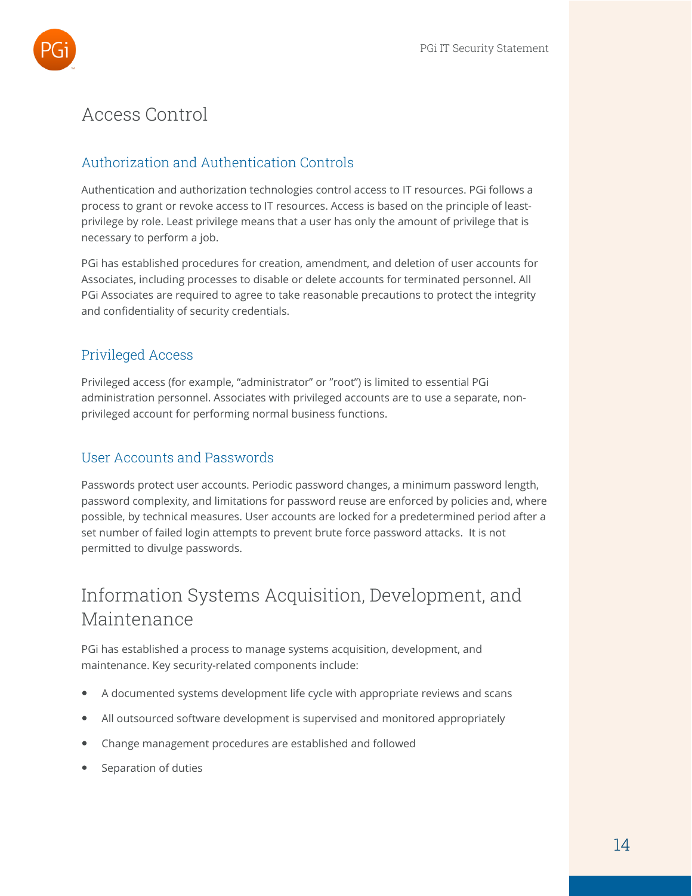# Access Control

## Authorization and Authentication Controls

Authentication and authorization technologies control access to IT resources. PGi follows a process to grant or revoke access to IT resources. Access is based on the principle of least-privilege by role. Least privilege means that a user has only the amount of privilege that is necessary to perform a job.

PGi has established procedures for creation, amendment, and deletion of user accounts for Associates, including processes to disable or delete accounts for terminated personnel. All PGi Associates are required to agree to take reasonable precautions to protect the integrity and confidentiality of security credentials.

## Privileged Access

Privileged access (for example, "administrator" or "root") is limited to essential PGi administration personnel. Associates with privileged accounts are to use a separate, non-privileged account for performing normal business functions.

## User Accounts and Passwords

Passwords protect user accounts. Periodic password changes, a minimum password length, password complexity, and limitations for password reuse are enforced by policies and, where possible, by technical measures. User accounts are locked for a predetermined period after a set number of failed login attempts to prevent brute force password attacks. It is not permitted to divulge passwords.

# Information Systems Acquisition, Development, and Maintenance

PGi has established a process to manage systems acquisition, development, and maintenance. Key security-related components include:

- A documented systems development life cycle with appropriate reviews and scans
- All outsourced software development is supervised and monitored appropriately
- Change management procedures are established and followed
- Separation of duties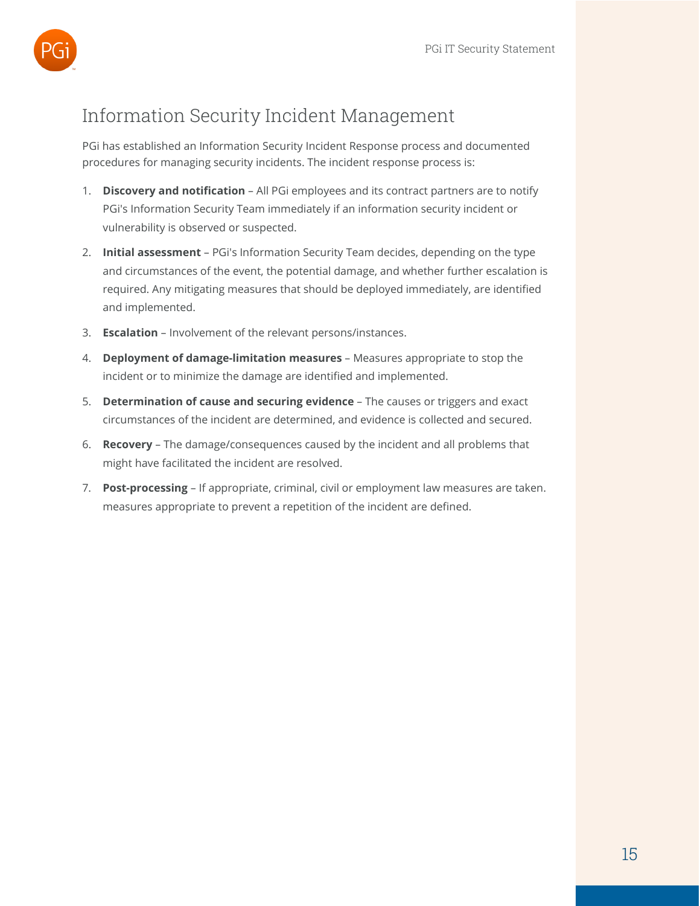# Information Security Incident Management

PGi has established an Information Security Incident Response process and documented procedures for managing security incidents. The incident response process is:

1. **Discovery and notification** – All PGi employees and its contract partners are to notify PGi's Information Security Team immediately if an information security incident or vulnerability is observed or suspected.
2. **Initial assessment** – PGi's Information Security Team decides, depending on the type and circumstances of the event, the potential damage, and whether further escalation is required. Any mitigating measures that should be deployed immediately, are identified and implemented.
3. **Escalation** – Involvement of the relevant persons/instances.
4. **Deployment of damage-limitation measures** – Measures appropriate to stop the incident or to minimize the damage are identified and implemented.
5. **Determination of cause and securing evidence** – The causes or triggers and exact circumstances of the incident are determined, and evidence is collected and secured.
6. **Recovery** – The damage/consequences caused by the incident and all problems that might have facilitated the incident are resolved.
7. **Post-processing** – If appropriate, criminal, civil or employment law measures are taken. measures appropriate to prevent a repetition of the incident are defined.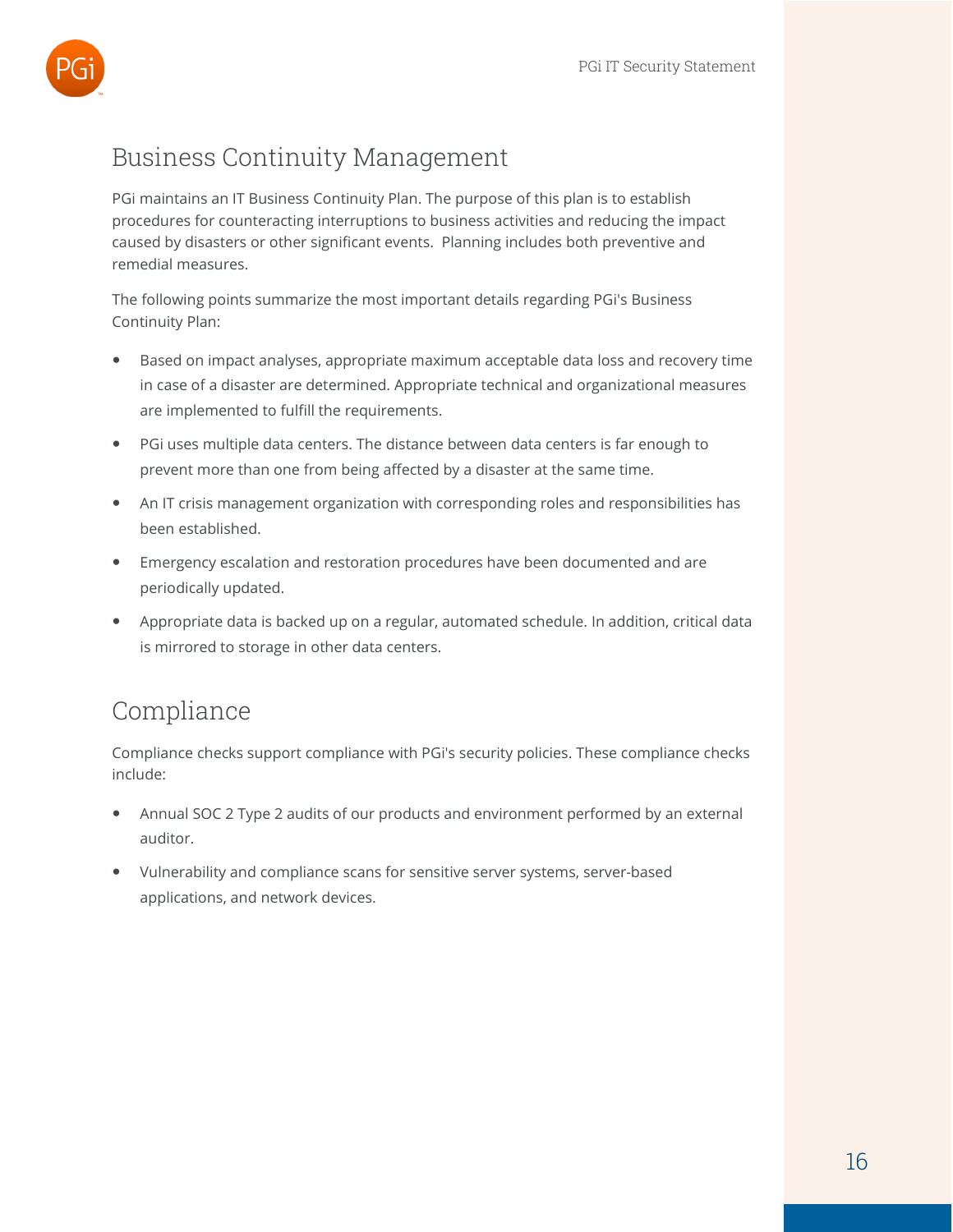## Business Continuity Management

PGi maintains an IT Business Continuity Plan. The purpose of this plan is to establish procedures for counteracting interruptions to business activities and reducing the impact caused by disasters or other significant events. Planning includes both preventive and remedial measures.

The following points summarize the most important details regarding PGi's Business Continuity Plan:

- Based on impact analyses, appropriate maximum acceptable data loss and recovery time in case of a disaster are determined. Appropriate technical and organizational measures are implemented to fulfill the requirements.
- PGi uses multiple data centers. The distance between data centers is far enough to prevent more than one from being affected by a disaster at the same time.
- An IT crisis management organization with corresponding roles and responsibilities has been established.
- Emergency escalation and restoration procedures have been documented and are periodically updated.
- Appropriate data is backed up on a regular, automated schedule. In addition, critical data is mirrored to storage in other data centers.

## Compliance

Compliance checks support compliance with PGi's security policies. These compliance checks include:

- Annual SOC 2 Type 2 audits of our products and environment performed by an external auditor.
- Vulnerability and compliance scans for sensitive server systems, server-based applications, and network devices.